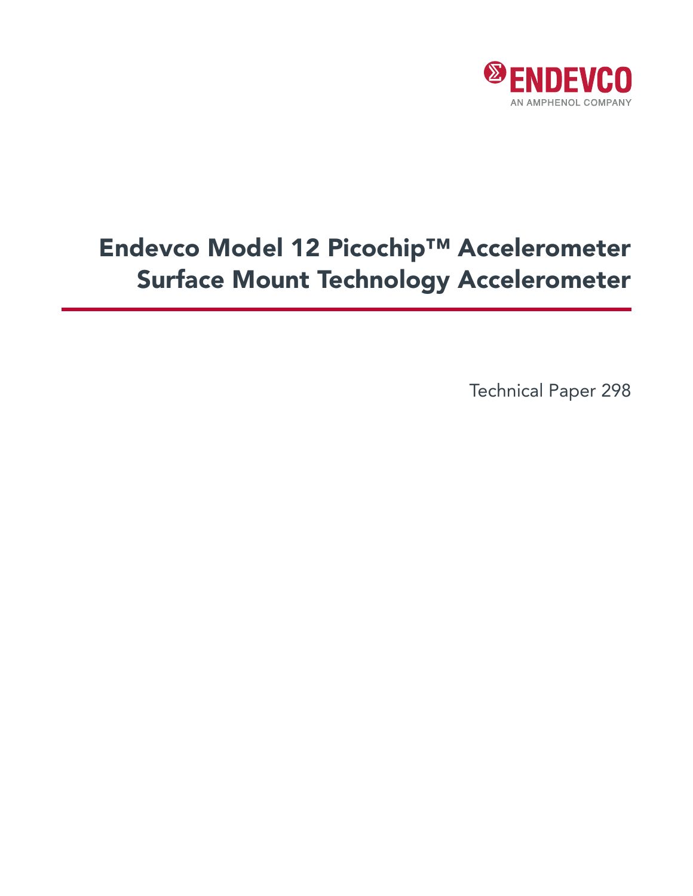ENDEVCO

AN AMPHENOL COMPANY

# Endevco Model 12 Picochip™ Accelerometer Surface Mount Technology Accelerometer

Technical Paper 298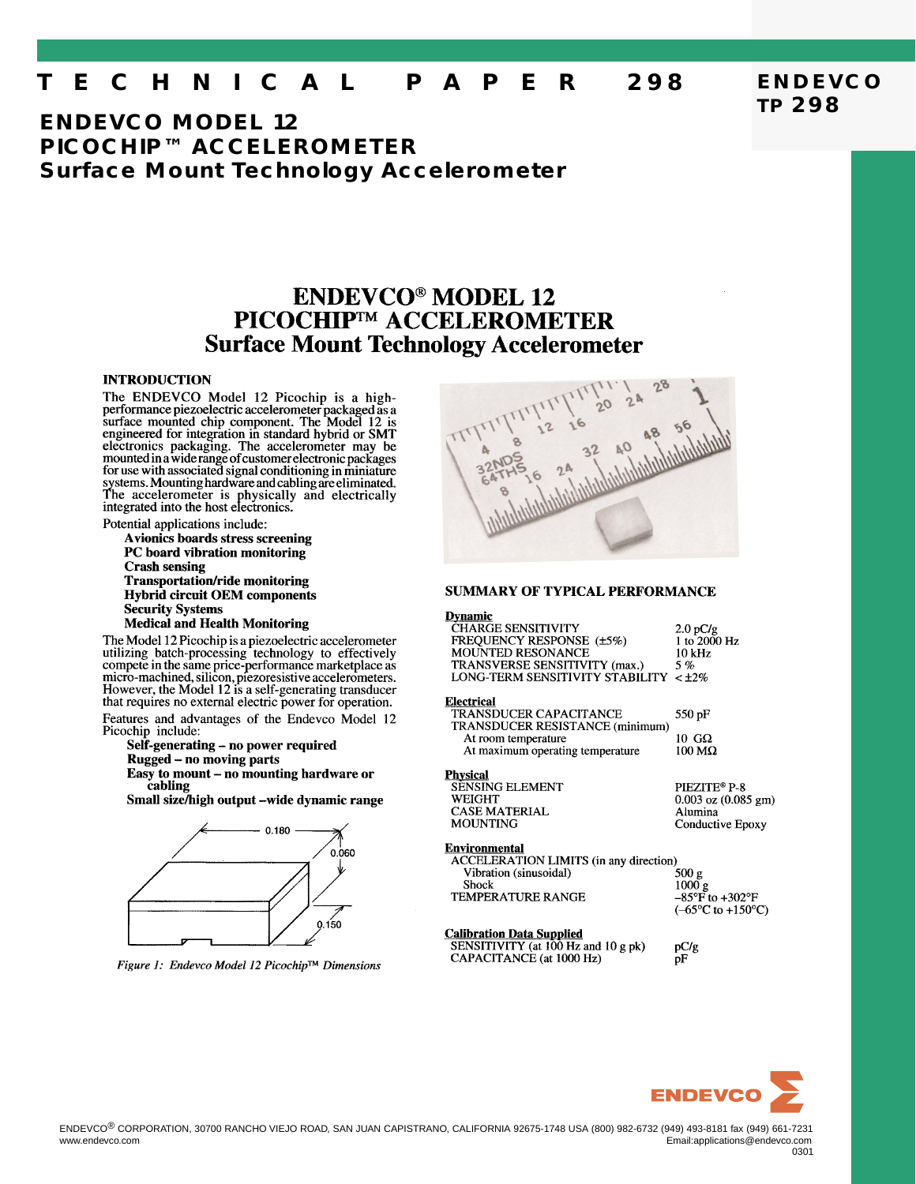# TECHNICAL PAPER 298

ENDEVCO
TP 298

## ENDEVCO MODEL 12
## PICOCHIP™ ACCELEROMETER
## Surface Mount Technology Accelerometer

# ENDEVCO® MODEL 12 PICOCHIP™ ACCELEROMETER Surface Mount Technology Accelerometer

### INTRODUCTION

The ENDEVCO Model 12 Picochip is a high-performance piezoelectric accelerometer packaged as a surface mounted chip component. The Model 12 is engineered for integration in standard hybrid or SMT electronics packaging. The accelerometer may be mounted in a wide range of customer electronic packages for use with associated signal conditioning in miniature systems. Mounting hardware and cabling are eliminated. The accelerometer is physically and electrically integrated into the host electronics.

Potential applications include:

- **Avionics boards stress screening**
- **PC board vibration monitoring**
- **Crash sensing**
- **Transportation/ride monitoring**
- **Hybrid circuit OEM components**
- **Security Systems**
- **Medical and Health Monitoring**

The Model 12 Picochip is a piezoelectric accelerometer utilizing batch-processing technology to effectively compete in the same price-performance marketplace as micro-machined, silicon, piezoresistive accelerometers. However, the Model 12 is a self-generating transducer that requires no external electric power for operation.

Features and advantages of the Endevco Model 12 Picochip include:

- **Self-generating – no power required**
- **Rugged – no moving parts**
- **Easy to mount – no mounting hardware or cabling**
- **Small size/high output –wide dynamic range**

0.180
0.060
0.150

*Figure 1: Endevco Model 12 Picochip™ Dimensions*

### SUMMARY OF TYPICAL PERFORMANCE

**Dynamic**

| | |
|---|---|
| CHARGE SENSITIVITY | 2.0 pC/g |
| FREQUENCY RESPONSE (±5%) | 1 to 2000 Hz |
| MOUNTED RESONANCE | 10 kHz |
| TRANSVERSE SENSITIVITY (max.) | 5 % |
| LONG-TERM SENSITIVITY STABILITY | < ±2% |

**Electrical**

| | |
|---|---|
| TRANSDUCER CAPACITANCE | 550 pF |
| TRANSDUCER RESISTANCE (minimum) | |
| At room temperature | 10 GΩ |
| At maximum operating temperature | 100 MΩ |

**Physical**

| | |
|---|---|
| SENSING ELEMENT | PIEZITE® P-8 |
| WEIGHT | 0.003 oz (0.085 gm) |
| CASE MATERIAL | Alumina |
| MOUNTING | Conductive Epoxy |

**Environmental**

| | |
|---|---|
| ACCELERATION LIMITS (in any direction) | |
| Vibration (sinusoidal) | 500 g |
| Shock | 1000 g |
| TEMPERATURE RANGE | –85°F to +302°F (–65°C to +150°C) |

**Calibration Data Supplied**

| | |
|---|---|
| SENSITIVITY (at 100 Hz and 10 g pk) | pC/g |
| CAPACITANCE (at 1000 Hz) | pF |

ENDEVCO® CORPORATION, 30700 RANCHO VIEJO ROAD, SAN JUAN CAPISTRANO, CALIFORNIA 92675-1748 USA (800) 982-6732 (949) 493-8181 fax (949) 661-7231
www.endevco.com Email:applications@endevco.com
0301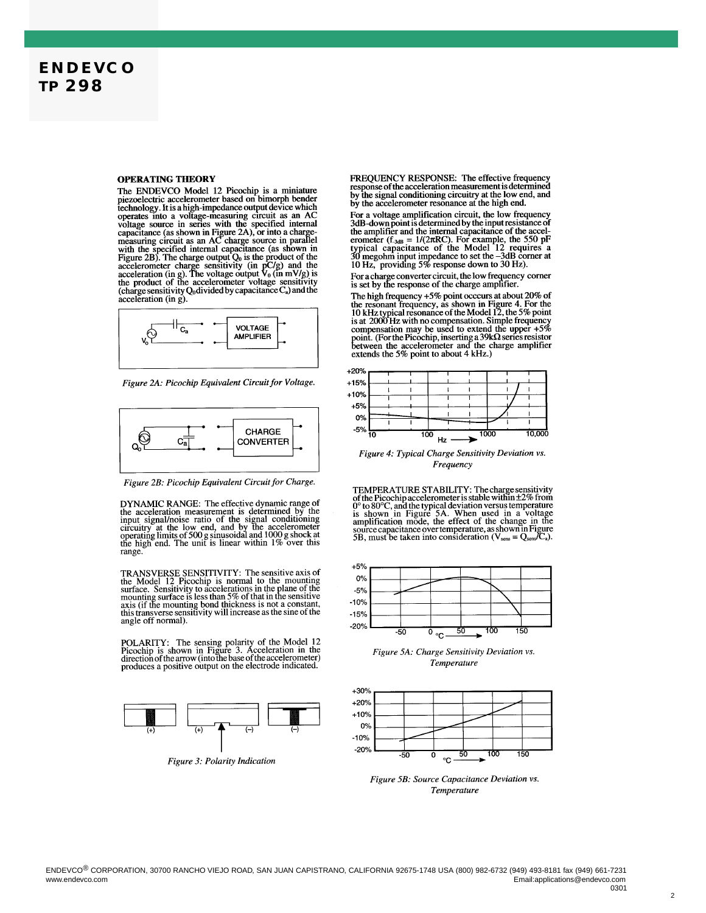## OPERATING THEORY

The ENDEVCO Model 12 Picochip is a miniature piezoelectric accelerometer based on bimorph bender technology. It is a high-impedance output device which operates into a voltage-measuring circuit as an AC voltage source in series with the specified internal capacitance (as shown in Figure 2A), or into a charge-measuring circuit as an AC charge source in parallel with the specified internal capacitance (as shown in Figure 2B). The charge output $Q_0$ is the product of the accelerometer charge sensitivity (in pC/g) and the acceleration (in g). The voltage output $V_0$ (in mV/g) is the product of the accelerometer voltage sensitivity (charge sensitivity $Q_0$ divided by capacitance $C_a$) and the acceleration (in g).

*Figure 2A: Picochip Equivalent Circuit for Voltage.*

*Figure 2B: Picochip Equivalent Circuit for Charge.*

DYNAMIC RANGE: The effective dynamic range of the acceleration measurement is determined by the input signal/noise ratio of the signal conditioning circuitry at the low end, and by the accelerometer operating limits of 500 g sinusoidal and 1000 g shock at the high end. The unit is linear within 1% over this range.

TRANSVERSE SENSITIVITY: The sensitive axis of the Model 12 Picochip is normal to the mounting surface. Sensitivity to accelerations in the plane of the mounting surface is less than 5% of that in the sensitive axis (if the mounting bond thickness is not a constant, this transverse sensitivity will increase as the sine of the angle off normal).

POLARITY: The sensing polarity of the Model 12 Picochip is shown in Figure 3. Acceleration in the direction of the arrow (into the base of the accelerometer) produces a positive output on the electrode indicated.

*Figure 3: Polarity Indication*

FREQUENCY RESPONSE: The effective frequency response of the acceleration measurement is determined by the signal conditioning circuitry at the low end, and by the accelerometer resonance at the high end.

For a voltage amplification circuit, the low frequency 3dB-down point is determined by the input resistance of the amplifier and the internal capacitance of the accelerometer ($f_{-3dB} = 1/(2\pi RC)$). For example, the 550 pF typical capacitance of the Model 12 requires a 30 megohm input impedance to set the –3dB corner at 10 Hz, providing 5% response down to 30 Hz).

For a charge converter circuit, the low frequency corner is set by the response of the charge amplifier.

The high frequency +5% point occcurs at about 20% of the resonant frequency, as shown in Figure 4. For the 10 kHz typical resonance of the Model 12, the 5% point is at 2000 Hz with no compensation. Simple frequency compensation may be used to extend the upper +5% point. (For the Picochip, inserting a 39kΩ series resistor between the accelerometer and the charge amplifier extends the 5% point to about 4 kHz.)

*Figure 4: Typical Charge Sensitivity Deviation vs. Frequency*

TEMPERATURE STABILITY: The charge sensitivity of the Picochip accelerometer is stable within ±2% from 0° to 80°C, and the typical deviation versus temperature is shown in Figure 5A. When used in a voltage amplification mode, the effect of the change in the source capacitance over temperature, as shown in Figure 5B, must be taken into consideration ($V_{sens} = Q_{sens}/C_a$).

*Figure 5A: Charge Sensitivity Deviation vs. Temperature*

*Figure 5B: Source Capacitance Deviation vs. Temperature*

ENDEVCO® CORPORATION, 30700 RANCHO VIEJO ROAD, SAN JUAN CAPISTRANO, CALIFORNIA 92675-1748 USA (800) 982-6732 (949) 493-8181 fax (949) 661-7231
www.endevco.com Email:applications@endevco.com
0301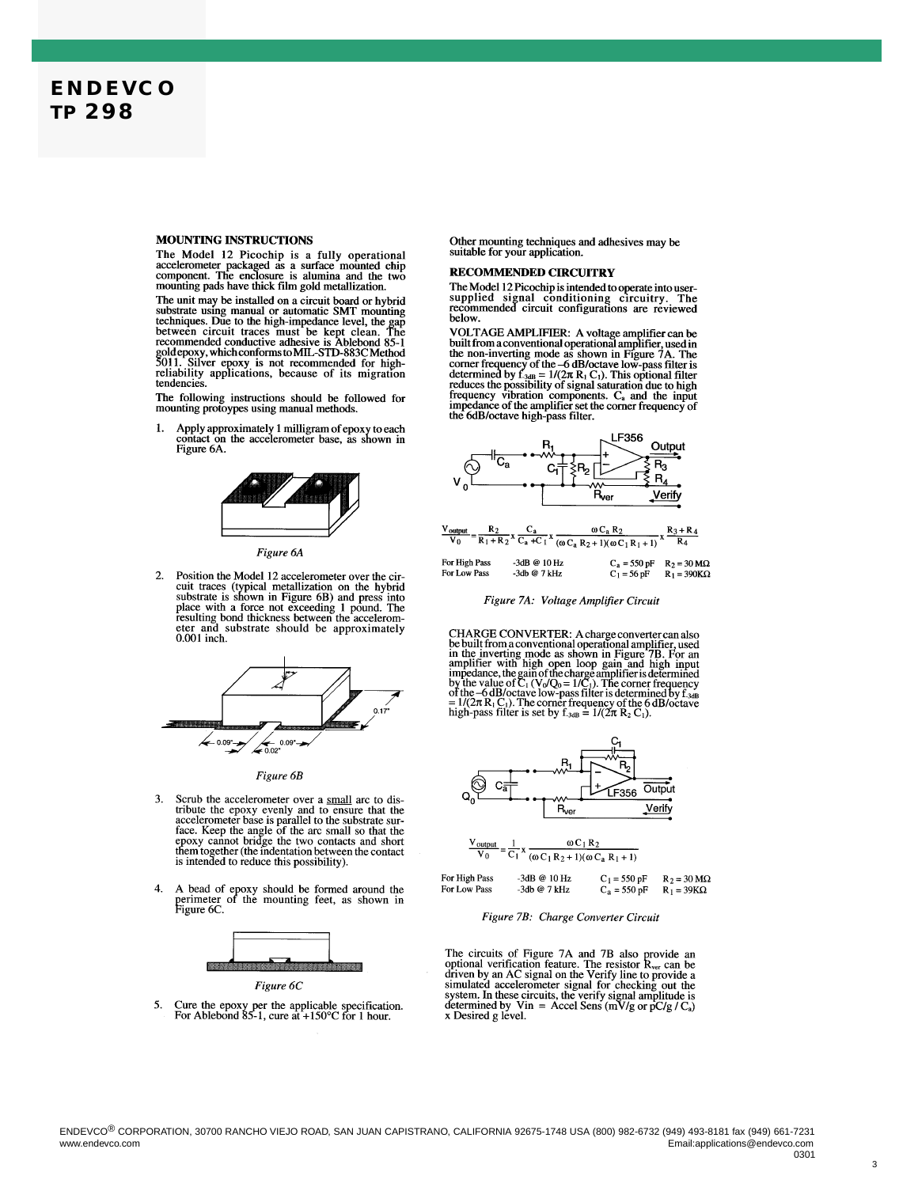## MOUNTING INSTRUCTIONS

The Model 12 Picochip is a fully operational accelerometer packaged as a surface mounted chip component. The enclosure is alumina and the two mounting pads have thick film gold metallization.

The unit may be installed on a circuit board or hybrid substrate using manual or automatic SMT mounting techniques. Due to the high-impedance level, the gap between circuit traces must be kept clean. The recommended conductive adhesive is Ablebond 85-1 gold epoxy, which conforms to MIL-STD-883C Method 5011. Silver epoxy is not recommended for high-reliability applications, because of its migration tendencies.

The following instructions should be followed for mounting protoypes using manual methods.

1. Apply approximately 1 milligram of epoxy to each contact on the accelerometer base, as shown in Figure 6A.

*Figure 6A*

2. Position the Model 12 accelerometer over the circuit traces (typical metallization on the hybrid substrate is shown in Figure 6B) and press into place with a force not exceeding 1 pound. The resulting bond thickness between the accelerometer and substrate should be approximately 0.001 inch.

0.17"
0.09" 0.09"
0.02"

*Figure 6B*

3. Scrub the accelerometer over a small arc to distribute the epoxy evenly and to ensure that the accelerometer base is parallel to the substrate surface. Keep the angle of the arc small so that the epoxy cannot bridge the two contacts and short them together (the indentation between the contact is intended to reduce this possibility).

4. A bead of epoxy should be formed around the perimeter of the mounting feet, as shown in Figure 6C.

*Figure 6C*

5. Cure the epoxy per the applicable specification. For Ablebond 85-1, cure at +150°C for 1 hour.

Other mounting techniques and adhesives may be suitable for your application.

## RECOMMENDED CIRCUITRY

The Model 12 Picochip is intended to operate into user-supplied signal conditioning circuitry. The recommended circuit configurations are reviewed below.

VOLTAGE AMPLIFIER: A voltage amplifier can be built from a conventional operational amplifier, used in the non-inverting mode as shown in Figure 7A. The corner frequency of the –6 dB/octave low-pass filter is determined by $f_{-3dB} = 1/(2\pi R_1 C_1)$. This optional filter reduces the possibility of signal saturation due to high frequency vibration components. $C_a$ and the input impedance of the amplifier set the corner frequency of the 6dB/octave high-pass filter.

$$\frac{V_{output}}{V_0} = \frac{R_2}{R_1+R_2} \times \frac{C_a}{C_a+C_1} \times \frac{\omega C_a R_2}{(\omega C_a R_2+1)(\omega C_1 R_1+1)} \times \frac{R_3+R_4}{R_4}$$

| | | | |
|---|---|---|---|
| For High Pass | -3dB @ 10 Hz | $C_a$ = 550 pF | $R_2$ = 30 MΩ |
| For Low Pass | -3db @ 7 kHz | $C_1$ = 56 pF | $R_1$ = 390KΩ |

*Figure 7A: Voltage Amplifier Circuit*

CHARGE CONVERTER: A charge converter can also be built from a conventional operational amplifier, used in the inverting mode as shown in Figure 7B. For an amplifier with high open loop gain and high input impedance, the gain of the charge amplifier is determined by the value of $C_1$ ($V_0/Q_0 = 1/C_1$). The corner frequency of the –6 dB/octave low-pass filter is determined by $f_{-3dB} = 1/(2\pi R_1 C_1)$. The corner frequency of the 6 dB/octave high-pass filter is set by $f_{-3dB} = 1/(2\pi R_2 C_1)$.

$$\frac{V_{output}}{V_0} = \frac{1}{C_1} \times \frac{\omega C_1 R_2}{(\omega C_1 R_2+1)(\omega C_a R_1+1)}$$

| | | | |
|---|---|---|---|
| For High Pass | -3dB @ 10 Hz | $C_1$ = 550 pF | $R_2$ = 30 MΩ |
| For Low Pass | -3db @ 7 kHz | $C_a$ = 550 pF | $R_1$ = 39KΩ |

*Figure 7B: Charge Converter Circuit*

The circuits of Figure 7A and 7B also provide an optional verification feature. The resistor $R_{ver}$ can be driven by an AC signal on the Verify line to provide a simulated accelerometer signal for checking out the system. In these circuits, the verify signal amplitude is determined by Vin = Accel Sens (mV/g or pC/g / $C_a$) x Desired g level.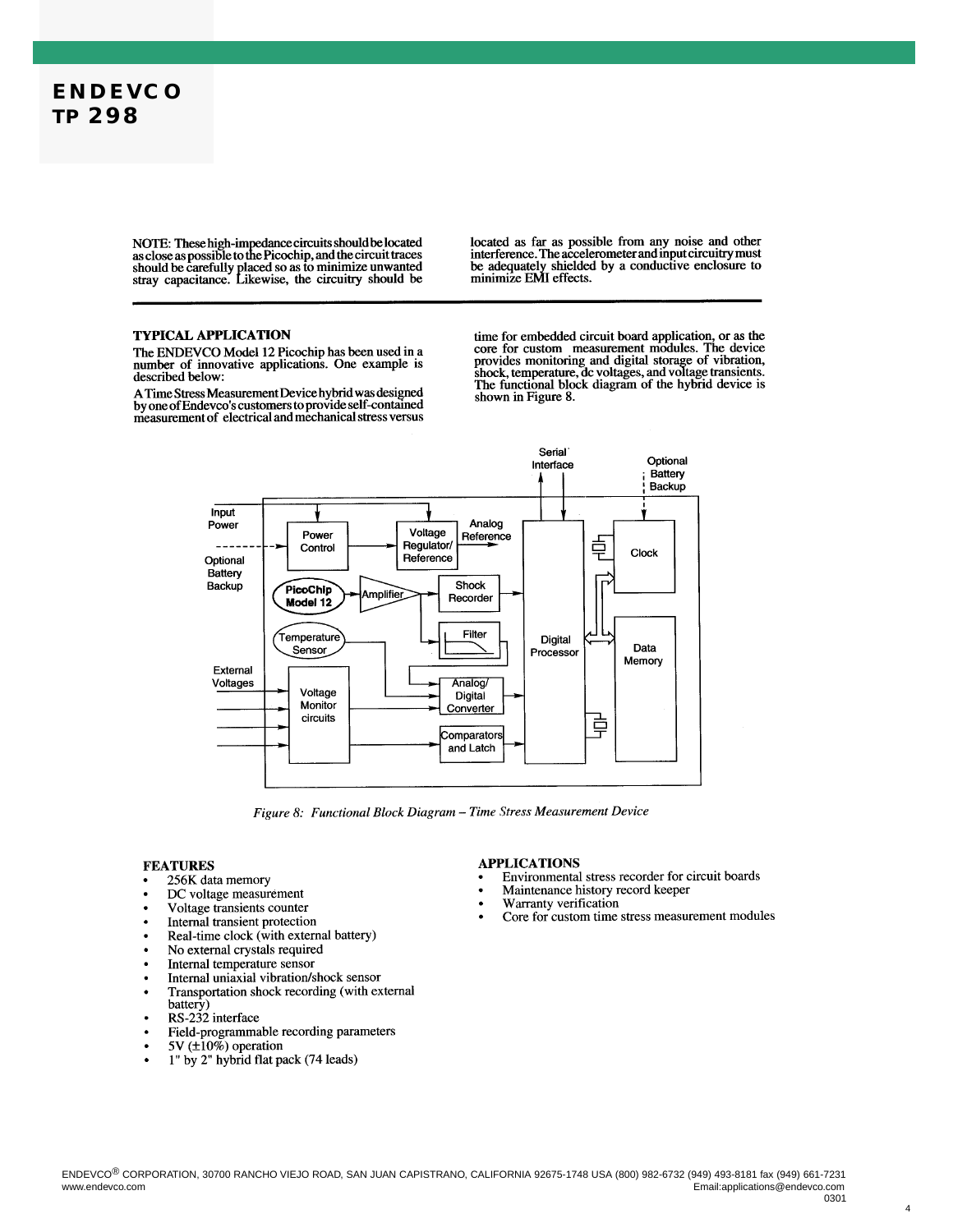NOTE: These high-impedance circuits should be located as close as possible to the Picochip, and the circuit traces should be carefully placed so as to minimize unwanted stray capacitance. Likewise, the circuitry should be located as far as possible from any noise and other interference. The accelerometer and input circuitry must be adequately shielded by a conductive enclosure to minimize EMI effects.

## TYPICAL APPLICATION

The ENDEVCO Model 12 Picochip has been used in a number of innovative applications. One example is described below:

A Time Stress Measurement Device hybrid was designed by one of Endevco's customers to provide self-contained measurement of electrical and mechanical stress versus time for embedded circuit board application, or as the core for custom measurement modules. The device provides monitoring and digital storage of vibration, shock, temperature, dc voltages, and voltage transients. The functional block diagram of the hybrid device is shown in Figure 8.

*Figure 8: Functional Block Diagram – Time Stress Measurement Device*

## FEATURES

- 256K data memory
- DC voltage measurement
- Voltage transients counter
- Internal transient protection
- Real-time clock (with external battery)
- No external crystals required
- Internal temperature sensor
- Internal uniaxial vibration/shock sensor
- Transportation shock recording (with external battery)
- RS-232 interface
- Field-programmable recording parameters
- 5V (±10%) operation
- 1" by 2" hybrid flat pack (74 leads)

## APPLICATIONS

- Environmental stress recorder for circuit boards
- Maintenance history record keeper
- Warranty verification
- Core for custom time stress measurement modules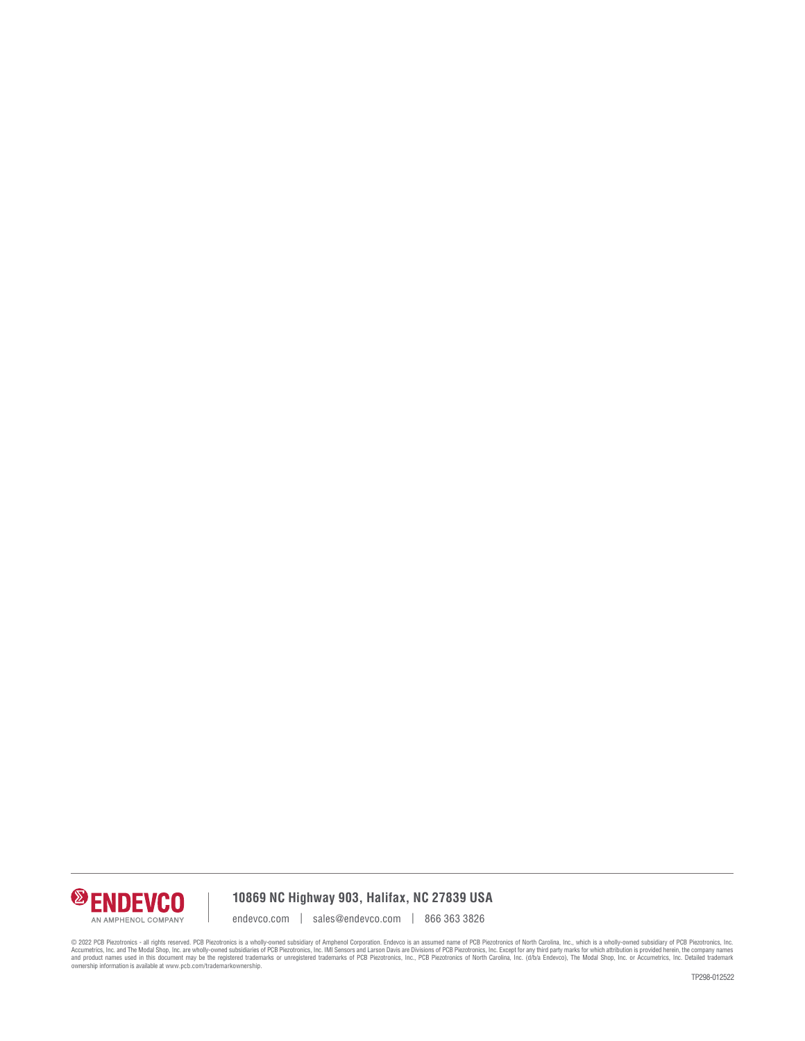ENDEVCO

AN AMPHENOL COMPANY

**10869 NC Highway 903, Halifax, NC 27839 USA**

endevco.com | sales@endevco.com | 866 363 3826

© 2022 PCB Piezotronics - all rights reserved. PCB Piezotronics is a wholly-owned subsidiary of Amphenol Corporation. Endevco is an assumed name of PCB Piezotronics of North Carolina, Inc., which is a wholly-owned subsidiary of PCB Piezotronics, Inc. Accumetrics, Inc. and The Modal Shop, Inc. are wholly-owned subsidiaries of PCB Piezotronics, Inc. IMI Sensors and Larson Davis are Divisions of PCB Piezotronics, Inc. Except for any third party marks for which attribution is provided herein, the company names and product names used in this document may be the registered trademarks or unregistered trademarks of PCB Piezotronics, Inc., PCB Piezotronics of North Carolina, Inc. (d/b/a Endevco), The Modal Shop, Inc. or Accumetrics, Inc. Detailed trademark ownership information is available at www.pcb.com/trademarkownership.

TP298-012522